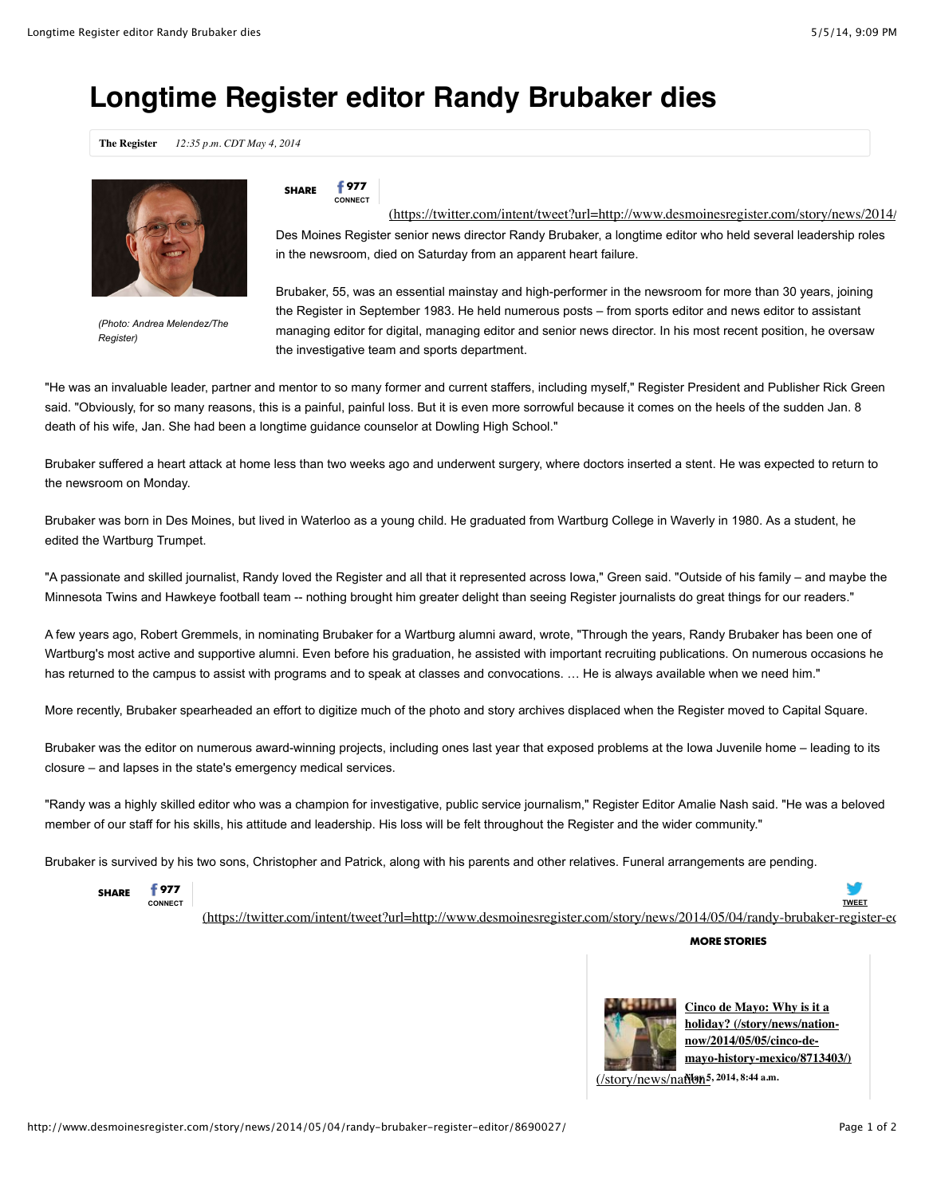# Longtime Register editor Randy Brubaker dies

**The Register** *12:35 p.m. CDT May 4, 2014*

*(Photo: Andrea Melendez/The Register)*

SHARE 977 CONNECT

(https://twitter.com/intent/tweet?url=http://www.desmoinesregister.com/story/news/2014/

Des Moines Register senior news director Randy Brubaker, a longtime editor who held several leadership roles in the newsroom, died on Saturday from an apparent heart failure.

Brubaker, 55, was an essential mainstay and high-performer in the newsroom for more than 30 years, joining the Register in September 1983. He held numerous posts – from sports editor and news editor to assistant managing editor for digital, managing editor and senior news director. In his most recent position, he oversaw the investigative team and sports department.

"He was an invaluable leader, partner and mentor to so many former and current staffers, including myself," Register President and Publisher Rick Green said. "Obviously, for so many reasons, this is a painful, painful loss. But it is even more sorrowful because it comes on the heels of the sudden Jan. 8 death of his wife, Jan. She had been a longtime guidance counselor at Dowling High School."

Brubaker suffered a heart attack at home less than two weeks ago and underwent surgery, where doctors inserted a stent. He was expected to return to the newsroom on Monday.

Brubaker was born in Des Moines, but lived in Waterloo as a young child. He graduated from Wartburg College in Waverly in 1980. As a student, he edited the Wartburg Trumpet.

"A passionate and skilled journalist, Randy loved the Register and all that it represented across Iowa," Green said. "Outside of his family – and maybe the Minnesota Twins and Hawkeye football team -- nothing brought him greater delight than seeing Register journalists do great things for our readers."

A few years ago, Robert Gremmels, in nominating Brubaker for a Wartburg alumni award, wrote, "Through the years, Randy Brubaker has been one of Wartburg's most active and supportive alumni. Even before his graduation, he assisted with important recruiting publications. On numerous occasions he has returned to the campus to assist with programs and to speak at classes and convocations. … He is always available when we need him."

More recently, Brubaker spearheaded an effort to digitize much of the photo and story archives displaced when the Register moved to Capital Square.

Brubaker was the editor on numerous award-winning projects, including ones last year that exposed problems at the Iowa Juvenile home – leading to its closure – and lapses in the state's emergency medical services.

"Randy was a highly skilled editor who was a champion for investigative, public service journalism," Register Editor Amalie Nash said. "He was a beloved member of our staff for his skills, his attitude and leadership. His loss will be felt throughout the Register and the wider community."

Brubaker is survived by his two sons, Christopher and Patrick, along with his parents and other relatives. Funeral arrangements are pending.

SHARE 977 CONNECT TWEET

(https://twitter.com/intent/tweet?url=http://www.desmoinesregister.com/story/news/2014/05/04/randy-brubaker-register-ed

**MORE STORIES**

**Cinco de Mayo: Why is it a holiday? (/story/news/nation-now/2014/05/05/cinco-de-mayo-history-mexico/8713403/)**

(/story/news/nation May 5, 2014, 8:44 a.m.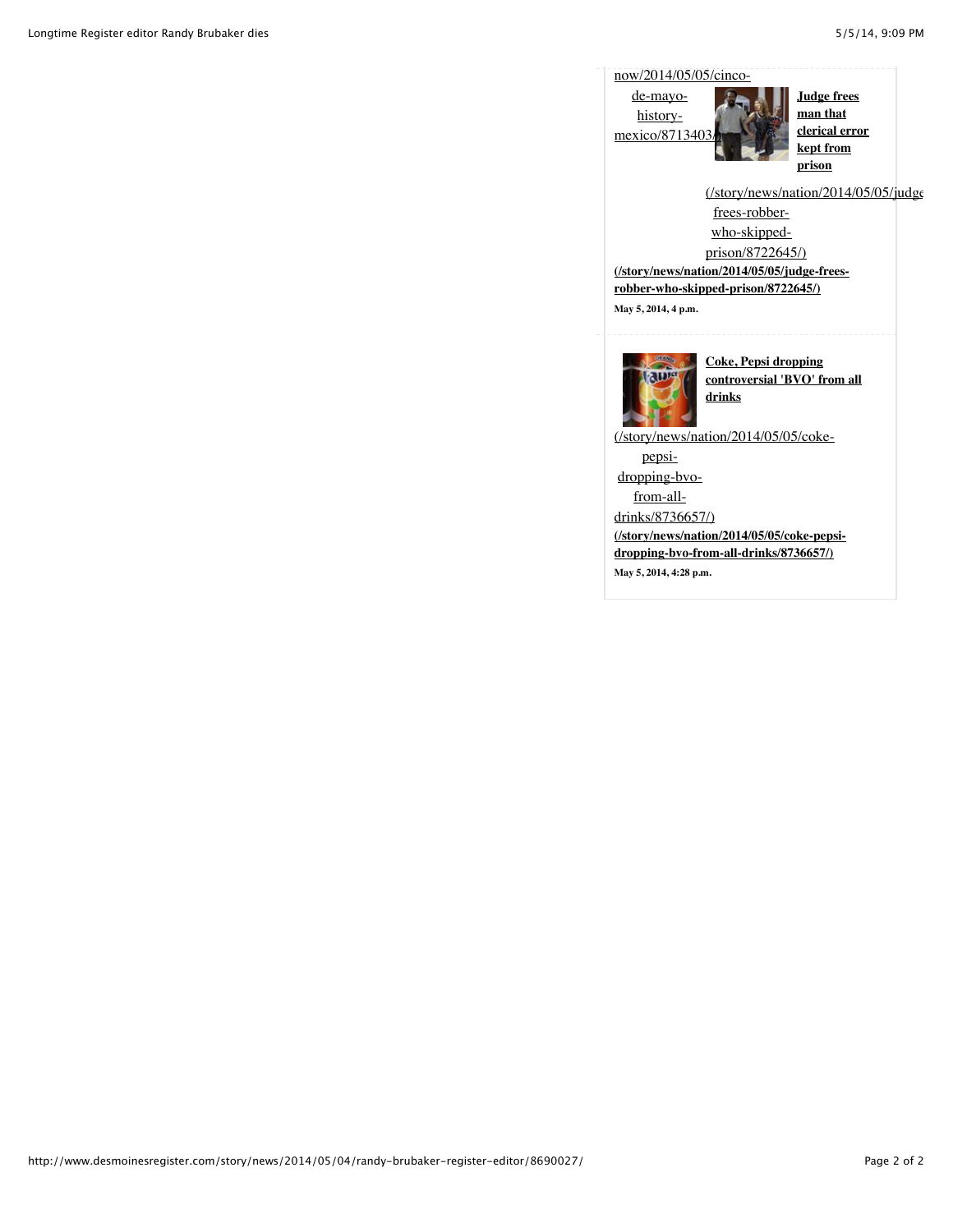now/2014/05/05/cinco-de-mayo-history-mexico/8713403/)

**Judge frees man that clerical error kept from prison**

(/story/news/nation/2014/05/05/judge-frees-robber-who-skipped-prison/8722645/)

**(/story/news/nation/2014/05/05/judge-frees-robber-who-skipped-prison/8722645/)**

**May 5, 2014, 4 p.m.**

**Coke, Pepsi dropping controversial 'BVO' from all drinks**

(/story/news/nation/2014/05/05/coke-pepsi-dropping-bvo-from-all-drinks/8736657/)

**(/story/news/nation/2014/05/05/coke-pepsi-dropping-bvo-from-all-drinks/8736657/)**

**May 5, 2014, 4:28 p.m.**